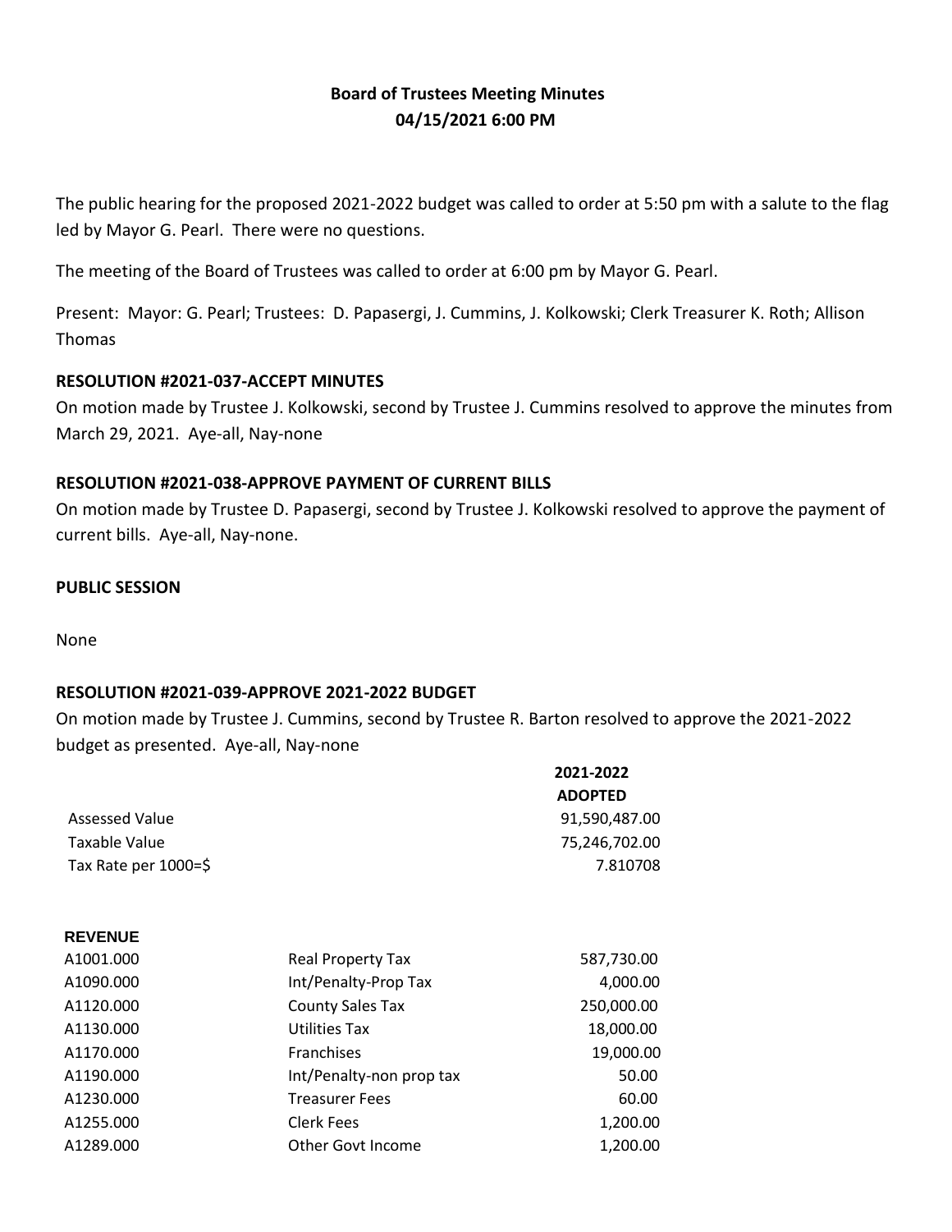# Board of Trustees Meeting Minutes
## 04/15/2021 6:00 PM

The public hearing for the proposed 2021-2022 budget was called to order at 5:50 pm with a salute to the flag led by Mayor G. Pearl. There were no questions.

The meeting of the Board of Trustees was called to order at 6:00 pm by Mayor G. Pearl.

Present: Mayor: G. Pearl; Trustees: D. Papasergi, J. Cummins, J. Kolkowski; Clerk Treasurer K. Roth; Allison Thomas

**RESOLUTION #2021-037-ACCEPT MINUTES**

On motion made by Trustee J. Kolkowski, second by Trustee J. Cummins resolved to approve the minutes from March 29, 2021. Aye-all, Nay-none

**RESOLUTION #2021-038-APPROVE PAYMENT OF CURRENT BILLS**

On motion made by Trustee D. Papasergi, second by Trustee J. Kolkowski resolved to approve the payment of current bills. Aye-all, Nay-none.

**PUBLIC SESSION**

None

**RESOLUTION #2021-039-APPROVE 2021-2022 BUDGET**

On motion made by Trustee J. Cummins, second by Trustee R. Barton resolved to approve the 2021-2022 budget as presented. Aye-all, Nay-none

| | | 2021-2022 ADOPTED |
|---|---|---|
| Assessed Value | | 91,590,487.00 |
| Taxable Value | | 75,246,702.00 |
| Tax Rate per 1000=$ | | 7.810708 |
| | | |
| **REVENUE** | | |
| A1001.000 | Real Property Tax | 587,730.00 |
| A1090.000 | Int/Penalty-Prop Tax | 4,000.00 |
| A1120.000 | County Sales Tax | 250,000.00 |
| A1130.000 | Utilities Tax | 18,000.00 |
| A1170.000 | Franchises | 19,000.00 |
| A1190.000 | Int/Penalty-non prop tax | 50.00 |
| A1230.000 | Treasurer Fees | 60.00 |
| A1255.000 | Clerk Fees | 1,200.00 |
| A1289.000 | Other Govt Income | 1,200.00 |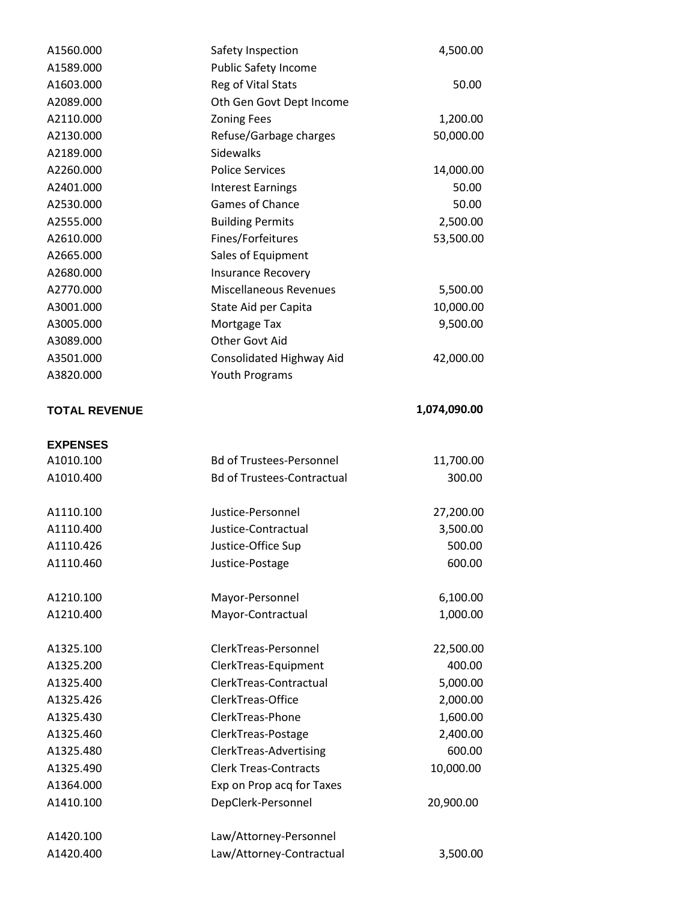| | | |
|---|---|---|
| A1560.000 | Safety Inspection | 4,500.00 |
| A1589.000 | Public Safety Income | |
| A1603.000 | Reg of Vital Stats | 50.00 |
| A2089.000 | Oth Gen Govt Dept Income | |
| A2110.000 | Zoning Fees | 1,200.00 |
| A2130.000 | Refuse/Garbage charges | 50,000.00 |
| A2189.000 | Sidewalks | |
| A2260.000 | Police Services | 14,000.00 |
| A2401.000 | Interest Earnings | 50.00 |
| A2530.000 | Games of Chance | 50.00 |
| A2555.000 | Building Permits | 2,500.00 |
| A2610.000 | Fines/Forfeitures | 53,500.00 |
| A2665.000 | Sales of Equipment | |
| A2680.000 | Insurance Recovery | |
| A2770.000 | Miscellaneous Revenues | 5,500.00 |
| A3001.000 | State Aid per Capita | 10,000.00 |
| A3005.000 | Mortgage Tax | 9,500.00 |
| A3089.000 | Other Govt Aid | |
| A3501.000 | Consolidated Highway Aid | 42,000.00 |
| A3820.000 | Youth Programs | |
| **TOTAL REVENUE** | | **1,074,090.00** |

**EXPENSES**

| | | |
|---|---|---|
| A1010.100 | Bd of Trustees-Personnel | 11,700.00 |
| A1010.400 | Bd of Trustees-Contractual | 300.00 |
| A1110.100 | Justice-Personnel | 27,200.00 |
| A1110.400 | Justice-Contractual | 3,500.00 |
| A1110.426 | Justice-Office Sup | 500.00 |
| A1110.460 | Justice-Postage | 600.00 |
| A1210.100 | Mayor-Personnel | 6,100.00 |
| A1210.400 | Mayor-Contractual | 1,000.00 |
| A1325.100 | ClerkTreas-Personnel | 22,500.00 |
| A1325.200 | ClerkTreas-Equipment | 400.00 |
| A1325.400 | ClerkTreas-Contractual | 5,000.00 |
| A1325.426 | ClerkTreas-Office | 2,000.00 |
| A1325.430 | ClerkTreas-Phone | 1,600.00 |
| A1325.460 | ClerkTreas-Postage | 2,400.00 |
| A1325.480 | ClerkTreas-Advertising | 600.00 |
| A1325.490 | Clerk Treas-Contracts | 10,000.00 |
| A1364.000 | Exp on Prop acq for Taxes | |
| A1410.100 | DepClerk-Personnel | 20,900.00 |
| A1420.100 | Law/Attorney-Personnel | |
| A1420.400 | Law/Attorney-Contractual | 3,500.00 |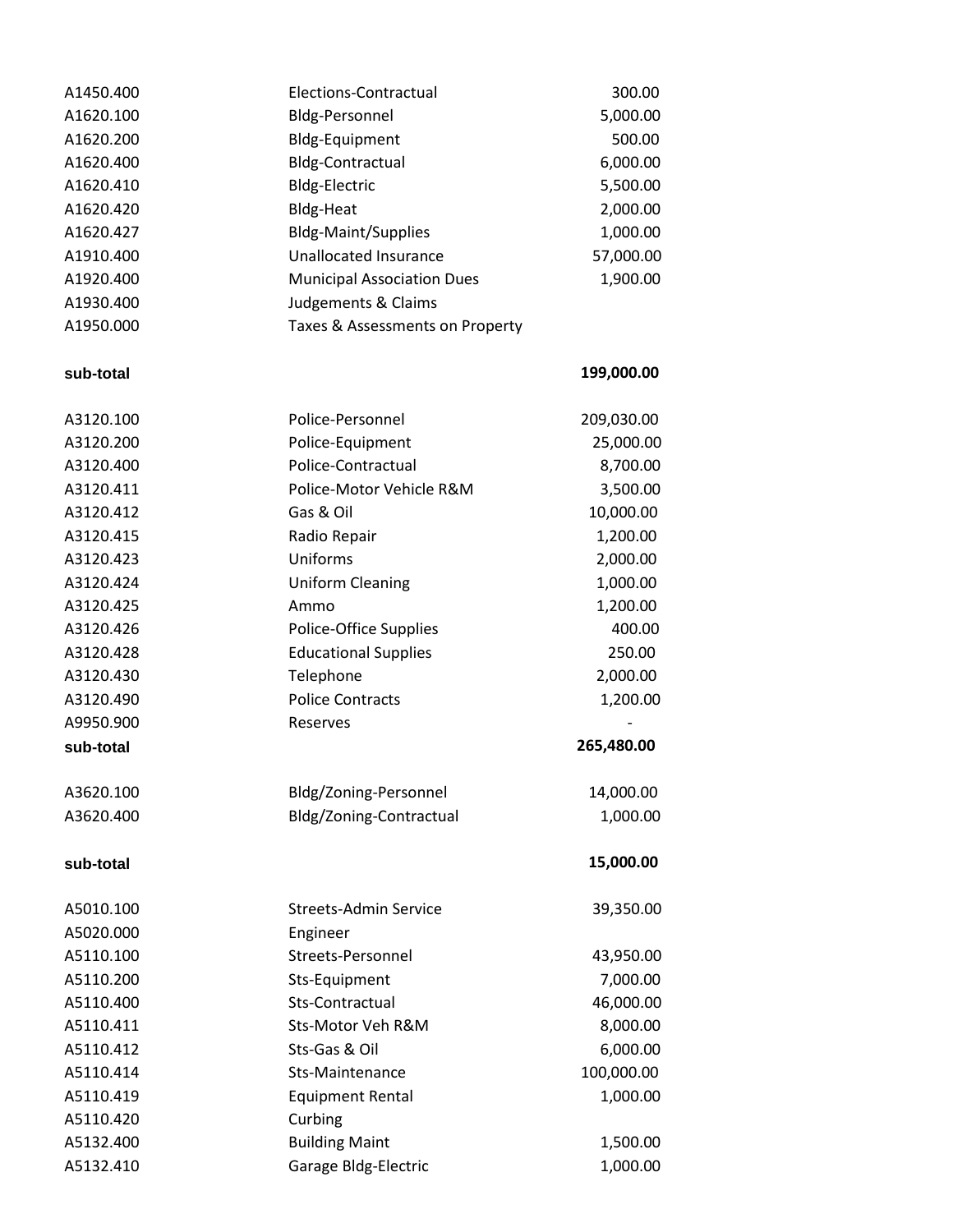| | | |
|---|---|---|
| A1450.400 | Elections-Contractual | 300.00 |
| A1620.100 | Bldg-Personnel | 5,000.00 |
| A1620.200 | Bldg-Equipment | 500.00 |
| A1620.400 | Bldg-Contractual | 6,000.00 |
| A1620.410 | Bldg-Electric | 5,500.00 |
| A1620.420 | Bldg-Heat | 2,000.00 |
| A1620.427 | Bldg-Maint/Supplies | 1,000.00 |
| A1910.400 | Unallocated Insurance | 57,000.00 |
| A1920.400 | Municipal Association Dues | 1,900.00 |
| A1930.400 | Judgements & Claims | |
| A1950.000 | Taxes & Assessments on Property | |
| **sub-total** | | **199,000.00** |
| A3120.100 | Police-Personnel | 209,030.00 |
| A3120.200 | Police-Equipment | 25,000.00 |
| A3120.400 | Police-Contractual | 8,700.00 |
| A3120.411 | Police-Motor Vehicle R&M | 3,500.00 |
| A3120.412 | Gas & Oil | 10,000.00 |
| A3120.415 | Radio Repair | 1,200.00 |
| A3120.423 | Uniforms | 2,000.00 |
| A3120.424 | Uniform Cleaning | 1,000.00 |
| A3120.425 | Ammo | 1,200.00 |
| A3120.426 | Police-Office Supplies | 400.00 |
| A3120.428 | Educational Supplies | 250.00 |
| A3120.430 | Telephone | 2,000.00 |
| A3120.490 | Police Contracts | 1,200.00 |
| A9950.900 | Reserves | - |
| **sub-total** | | **265,480.00** |
| A3620.100 | Bldg/Zoning-Personnel | 14,000.00 |
| A3620.400 | Bldg/Zoning-Contractual | 1,000.00 |
| **sub-total** | | **15,000.00** |
| A5010.100 | Streets-Admin Service | 39,350.00 |
| A5020.000 | Engineer | |
| A5110.100 | Streets-Personnel | 43,950.00 |
| A5110.200 | Sts-Equipment | 7,000.00 |
| A5110.400 | Sts-Contractual | 46,000.00 |
| A5110.411 | Sts-Motor Veh R&M | 8,000.00 |
| A5110.412 | Sts-Gas & Oil | 6,000.00 |
| A5110.414 | Sts-Maintenance | 100,000.00 |
| A5110.419 | Equipment Rental | 1,000.00 |
| A5110.420 | Curbing | |
| A5132.400 | Building Maint | 1,500.00 |
| A5132.410 | Garage Bldg-Electric | 1,000.00 |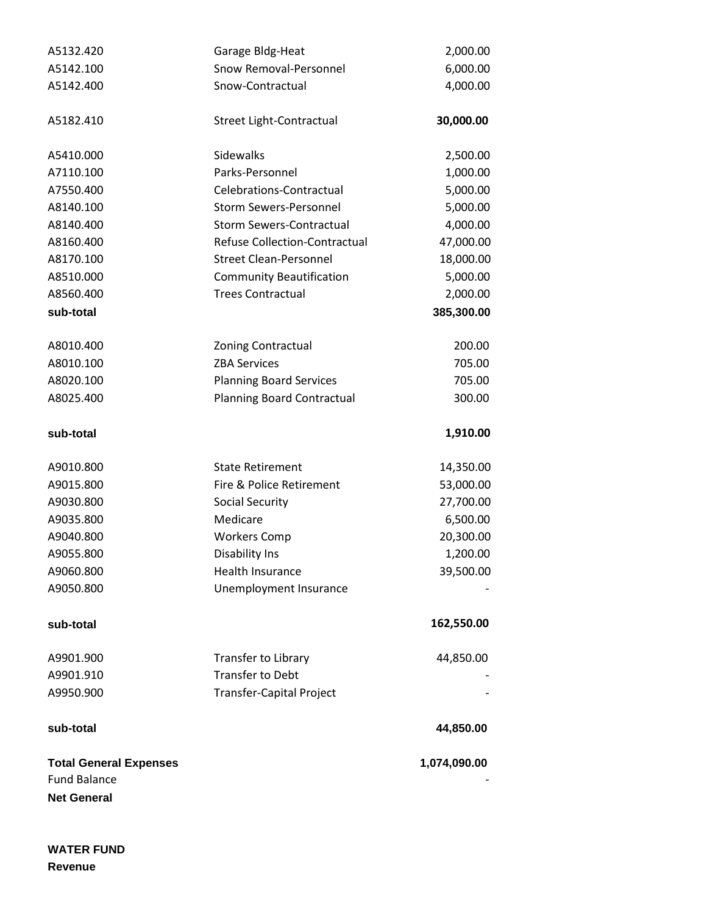| | | |
|---|---|---|
| A5132.420 | Garage Bldg-Heat | 2,000.00 |
| A5142.100 | Snow Removal-Personnel | 6,000.00 |
| A5142.400 | Snow-Contractual | 4,000.00 |
| A5182.410 | Street Light-Contractual | **30,000.00** |
| A5410.000 | Sidewalks | 2,500.00 |
| A7110.100 | Parks-Personnel | 1,000.00 |
| A7550.400 | Celebrations-Contractual | 5,000.00 |
| A8140.100 | Storm Sewers-Personnel | 5,000.00 |
| A8140.400 | Storm Sewers-Contractual | 4,000.00 |
| A8160.400 | Refuse Collection-Contractual | 47,000.00 |
| A8170.100 | Street Clean-Personnel | 18,000.00 |
| A8510.000 | Community Beautification | 5,000.00 |
| A8560.400 | Trees Contractual | 2,000.00 |
| **sub-total** | | **385,300.00** |
| A8010.400 | Zoning Contractual | 200.00 |
| A8010.100 | ZBA Services | 705.00 |
| A8020.100 | Planning Board Services | 705.00 |
| A8025.400 | Planning Board Contractual | 300.00 |
| **sub-total** | | **1,910.00** |
| A9010.800 | State Retirement | 14,350.00 |
| A9015.800 | Fire & Police Retirement | 53,000.00 |
| A9030.800 | Social Security | 27,700.00 |
| A9035.800 | Medicare | 6,500.00 |
| A9040.800 | Workers Comp | 20,300.00 |
| A9055.800 | Disability Ins | 1,200.00 |
| A9060.800 | Health Insurance | 39,500.00 |
| A9050.800 | Unemployment Insurance | - |
| **sub-total** | | **162,550.00** |
| A9901.900 | Transfer to Library | 44,850.00 |
| A9901.910 | Transfer to Debt | - |
| A9950.900 | Transfer-Capital Project | - |
| **sub-total** | | **44,850.00** |
| **Total General Expenses** | | **1,074,090.00** |
| Fund Balance | | - |
| **Net General** | | |

**WATER FUND**

**Revenue**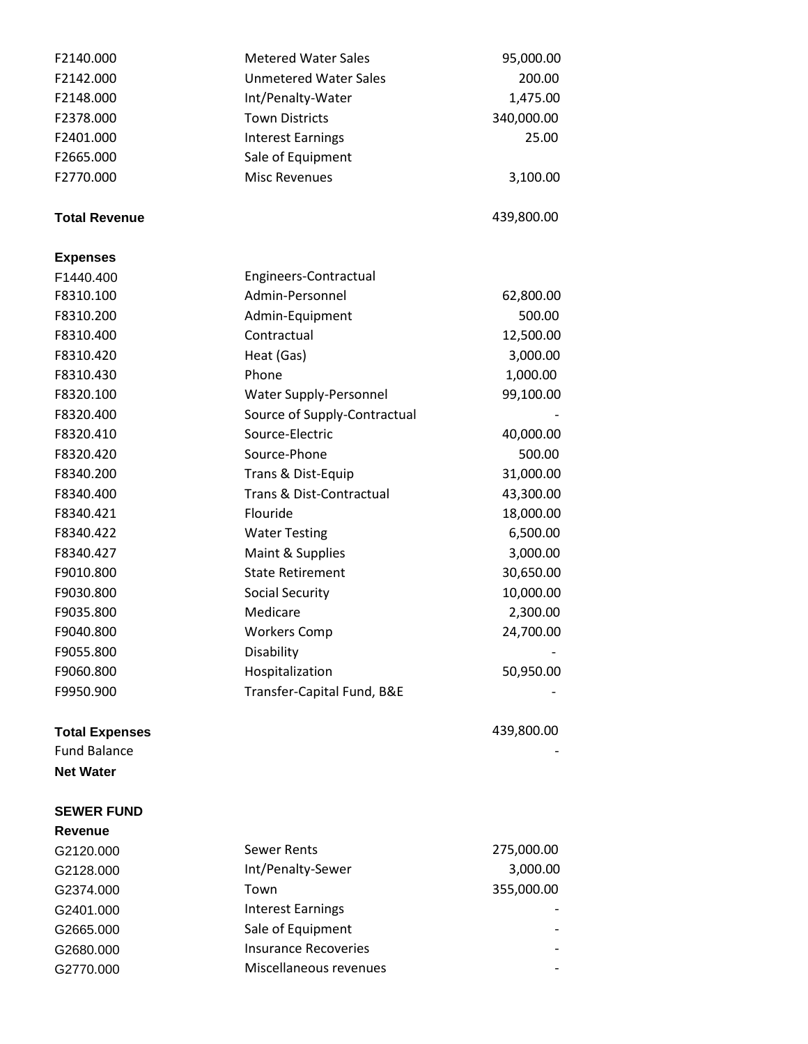| | | |
|---|---|---|
| F2140.000 | Metered Water Sales | 95,000.00 |
| F2142.000 | Unmetered Water Sales | 200.00 |
| F2148.000 | Int/Penalty-Water | 1,475.00 |
| F2378.000 | Town Districts | 340,000.00 |
| F2401.000 | Interest Earnings | 25.00 |
| F2665.000 | Sale of Equipment | |
| F2770.000 | Misc Revenues | 3,100.00 |
| **Total Revenue** | | 439,800.00 |
| **Expenses** | | |
| F1440.400 | Engineers-Contractual | |
| F8310.100 | Admin-Personnel | 62,800.00 |
| F8310.200 | Admin-Equipment | 500.00 |
| F8310.400 | Contractual | 12,500.00 |
| F8310.420 | Heat (Gas) | 3,000.00 |
| F8310.430 | Phone | 1,000.00 |
| F8320.100 | Water Supply-Personnel | 99,100.00 |
| F8320.400 | Source of Supply-Contractual | - |
| F8320.410 | Source-Electric | 40,000.00 |
| F8320.420 | Source-Phone | 500.00 |
| F8340.200 | Trans & Dist-Equip | 31,000.00 |
| F8340.400 | Trans & Dist-Contractual | 43,300.00 |
| F8340.421 | Flouride | 18,000.00 |
| F8340.422 | Water Testing | 6,500.00 |
| F8340.427 | Maint & Supplies | 3,000.00 |
| F9010.800 | State Retirement | 30,650.00 |
| F9030.800 | Social Security | 10,000.00 |
| F9035.800 | Medicare | 2,300.00 |
| F9040.800 | Workers Comp | 24,700.00 |
| F9055.800 | Disability | - |
| F9060.800 | Hospitalization | 50,950.00 |
| F9950.900 | Transfer-Capital Fund, B&E | - |
| **Total Expenses** | | 439,800.00 |
| Fund Balance | | - |
| **Net Water** | | |

**SEWER FUND**

| | | |
|---|---|---|
| **Revenue** | | |
| G2120.000 | Sewer Rents | 275,000.00 |
| G2128.000 | Int/Penalty-Sewer | 3,000.00 |
| G2374.000 | Town | 355,000.00 |
| G2401.000 | Interest Earnings | - |
| G2665.000 | Sale of Equipment | - |
| G2680.000 | Insurance Recoveries | - |
| G2770.000 | Miscellaneous revenues | - |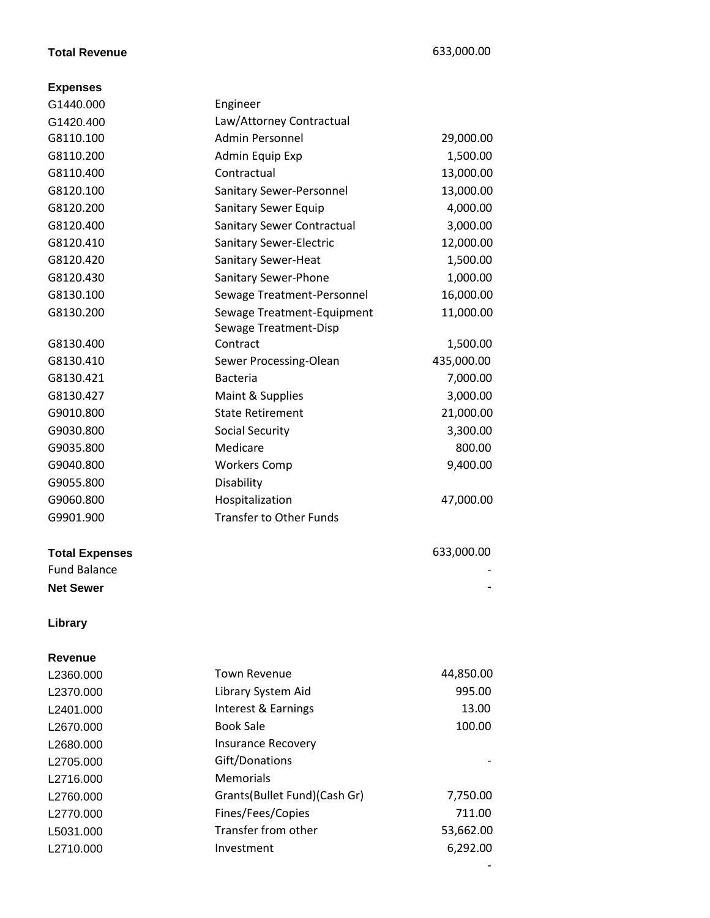| | | |
|---|---|---|
| **Total Revenue** | | 633,000.00 |
| | | |
| **Expenses** | | |
| G1440.000 | Engineer | |
| G1420.400 | Law/Attorney Contractual | |
| G8110.100 | Admin Personnel | 29,000.00 |
| G8110.200 | Admin Equip Exp | 1,500.00 |
| G8110.400 | Contractual | 13,000.00 |
| G8120.100 | Sanitary Sewer-Personnel | 13,000.00 |
| G8120.200 | Sanitary Sewer Equip | 4,000.00 |
| G8120.400 | Sanitary Sewer Contractual | 3,000.00 |
| G8120.410 | Sanitary Sewer-Electric | 12,000.00 |
| G8120.420 | Sanitary Sewer-Heat | 1,500.00 |
| G8120.430 | Sanitary Sewer-Phone | 1,000.00 |
| G8130.100 | Sewage Treatment-Personnel | 16,000.00 |
| G8130.200 | Sewage Treatment-Equipment | 11,000.00 |
| G8130.400 | Sewage Treatment-Disp Contract | 1,500.00 |
| G8130.410 | Sewer Processing-Olean | 435,000.00 |
| G8130.421 | Bacteria | 7,000.00 |
| G8130.427 | Maint & Supplies | 3,000.00 |
| G9010.800 | State Retirement | 21,000.00 |
| G9030.800 | Social Security | 3,300.00 |
| G9035.800 | Medicare | 800.00 |
| G9040.800 | Workers Comp | 9,400.00 |
| G9055.800 | Disability | |
| G9060.800 | Hospitalization | 47,000.00 |
| G9901.900 | Transfer to Other Funds | |
| | | |
| **Total Expenses** | | 633,000.00 |
| Fund Balance | | - |
| **Net Sewer** | | **-** |

**Library**

| | | |
|---|---|---|
| **Revenue** | | |
| L2360.000 | Town Revenue | 44,850.00 |
| L2370.000 | Library System Aid | 995.00 |
| L2401.000 | Interest & Earnings | 13.00 |
| L2670.000 | Book Sale | 100.00 |
| L2680.000 | Insurance Recovery | |
| L2705.000 | Gift/Donations | - |
| L2716.000 | Memorials | |
| L2760.000 | Grants(Bullet Fund)(Cash Gr) | 7,750.00 |
| L2770.000 | Fines/Fees/Copies | 711.00 |
| L5031.000 | Transfer from other | 53,662.00 |
| L2710.000 | Investment | 6,292.00 |
| | | - |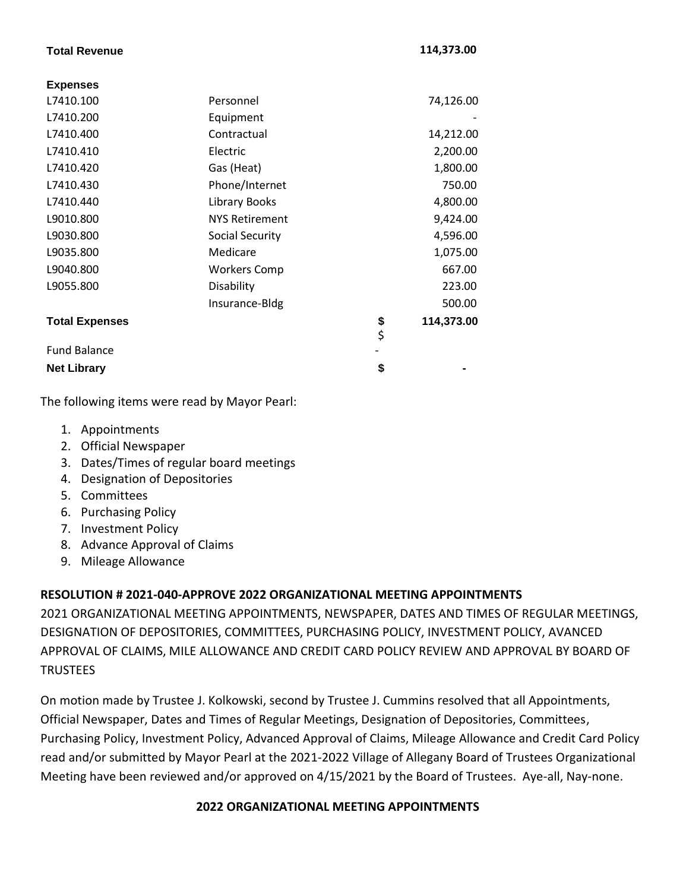| | | | |
|---|---|---|---|
| **Total Revenue** | | | **114,373.00** |
| **Expenses** | | | |
| L7410.100 | Personnel | | 74,126.00 |
| L7410.200 | Equipment | | - |
| L7410.400 | Contractual | | 14,212.00 |
| L7410.410 | Electric | | 2,200.00 |
| L7410.420 | Gas (Heat) | | 1,800.00 |
| L7410.430 | Phone/Internet | | 750.00 |
| L7410.440 | Library Books | | 4,800.00 |
| L9010.800 | NYS Retirement | | 9,424.00 |
| L9030.800 | Social Security | | 4,596.00 |
| L9035.800 | Medicare | | 1,075.00 |
| L9040.800 | Workers Comp | | 667.00 |
| L9055.800 | Disability | | 223.00 |
| | Insurance-Bldg | | 500.00 |
| **Total Expenses** | | **$** | **114,373.00** |
| Fund Balance | | $ - | |
| **Net Library** | | **$** | **-** |

The following items were read by Mayor Pearl:

1. Appointments
2. Official Newspaper
3. Dates/Times of regular board meetings
4. Designation of Depositories
5. Committees
6. Purchasing Policy
7. Investment Policy
8. Advance Approval of Claims
9. Mileage Allowance

**RESOLUTION # 2021-040-APPROVE 2022 ORGANIZATIONAL MEETING APPOINTMENTS**
2021 ORGANIZATIONAL MEETING APPOINTMENTS, NEWSPAPER, DATES AND TIMES OF REGULAR MEETINGS, DESIGNATION OF DEPOSITORIES, COMMITTEES, PURCHASING POLICY, INVESTMENT POLICY, AVANCED APPROVAL OF CLAIMS, MILE ALLOWANCE AND CREDIT CARD POLICY REVIEW AND APPROVAL BY BOARD OF TRUSTEES

On motion made by Trustee J. Kolkowski, second by Trustee J. Cummins resolved that all Appointments, Official Newspaper, Dates and Times of Regular Meetings, Designation of Depositories, Committees, Purchasing Policy, Investment Policy, Advanced Approval of Claims, Mileage Allowance and Credit Card Policy read and/or submitted by Mayor Pearl at the 2021-2022 Village of Allegany Board of Trustees Organizational Meeting have been reviewed and/or approved on 4/15/2021 by the Board of Trustees. Aye-all, Nay-none.

**2022 ORGANIZATIONAL MEETING APPOINTMENTS**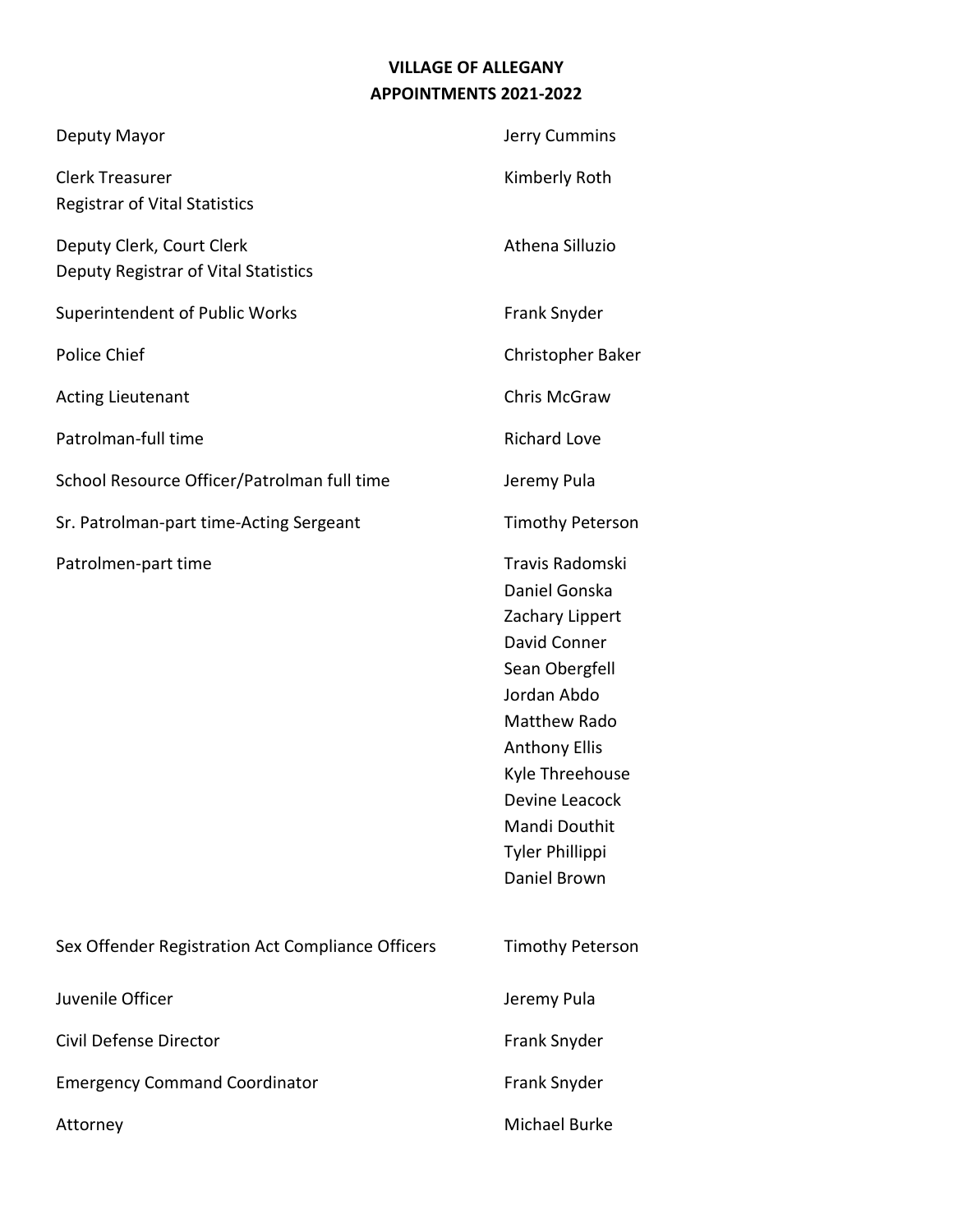# VILLAGE OF ALLEGANY
## APPOINTMENTS 2021-2022

| Position | Name |
|---|---|
| Deputy Mayor | Jerry Cummins |
| Clerk Treasurer<br>Registrar of Vital Statistics | Kimberly Roth |
| Deputy Clerk, Court Clerk<br>Deputy Registrar of Vital Statistics | Athena Silluzio |
| Superintendent of Public Works | Frank Snyder |
| Police Chief | Christopher Baker |
| Acting Lieutenant | Chris McGraw |
| Patrolman-full time | Richard Love |
| School Resource Officer/Patrolman full time | Jeremy Pula |
| Sr. Patrolman-part time-Acting Sergeant | Timothy Peterson |
| Patrolmen-part time | Travis Radomski<br>Daniel Gonska<br>Zachary Lippert<br>David Conner<br>Sean Obergfell<br>Jordan Abdo<br>Matthew Rado<br>Anthony Ellis<br>Kyle Threehouse<br>Devine Leacock<br>Mandi Douthit<br>Tyler Phillippi<br>Daniel Brown |
| Sex Offender Registration Act Compliance Officers | Timothy Peterson |
| Juvenile Officer | Jeremy Pula |
| Civil Defense Director | Frank Snyder |
| Emergency Command Coordinator | Frank Snyder |
| Attorney | Michael Burke |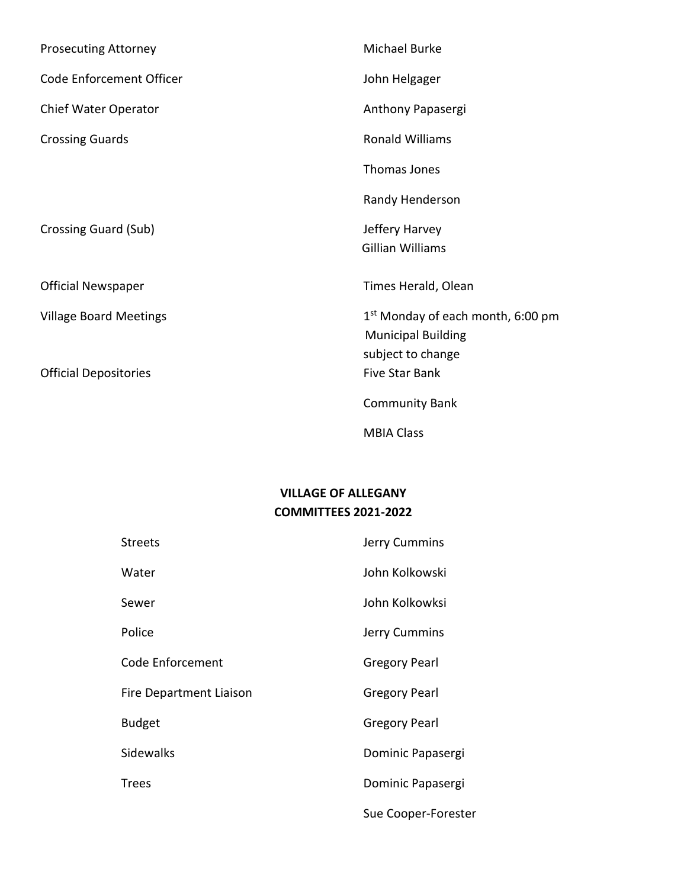| | |
|---|---|
| Prosecuting Attorney | Michael Burke |
| Code Enforcement Officer | John Helgager |
| Chief Water Operator | Anthony Papasergi |
| Crossing Guards | Ronald Williams |
| | Thomas Jones |
| | Randy Henderson |
| Crossing Guard (Sub) | Jeffery Harvey<br>Gillian Williams |
| Official Newspaper | Times Herald, Olean |
| Village Board Meetings | 1st Monday of each month, 6:00 pm<br>Municipal Building<br>subject to change |
| Official Depositories | Five Star Bank |
| | Community Bank |
| | MBIA Class |

## VILLAGE OF ALLEGANY
## COMMITTEES 2021-2022

| | |
|---|---|
| Streets | Jerry Cummins |
| Water | John Kolkowski |
| Sewer | John Kolkowksi |
| Police | Jerry Cummins |
| Code Enforcement | Gregory Pearl |
| Fire Department Liaison | Gregory Pearl |
| Budget | Gregory Pearl |
| Sidewalks | Dominic Papasergi |
| Trees | Dominic Papasergi |
| | Sue Cooper-Forester |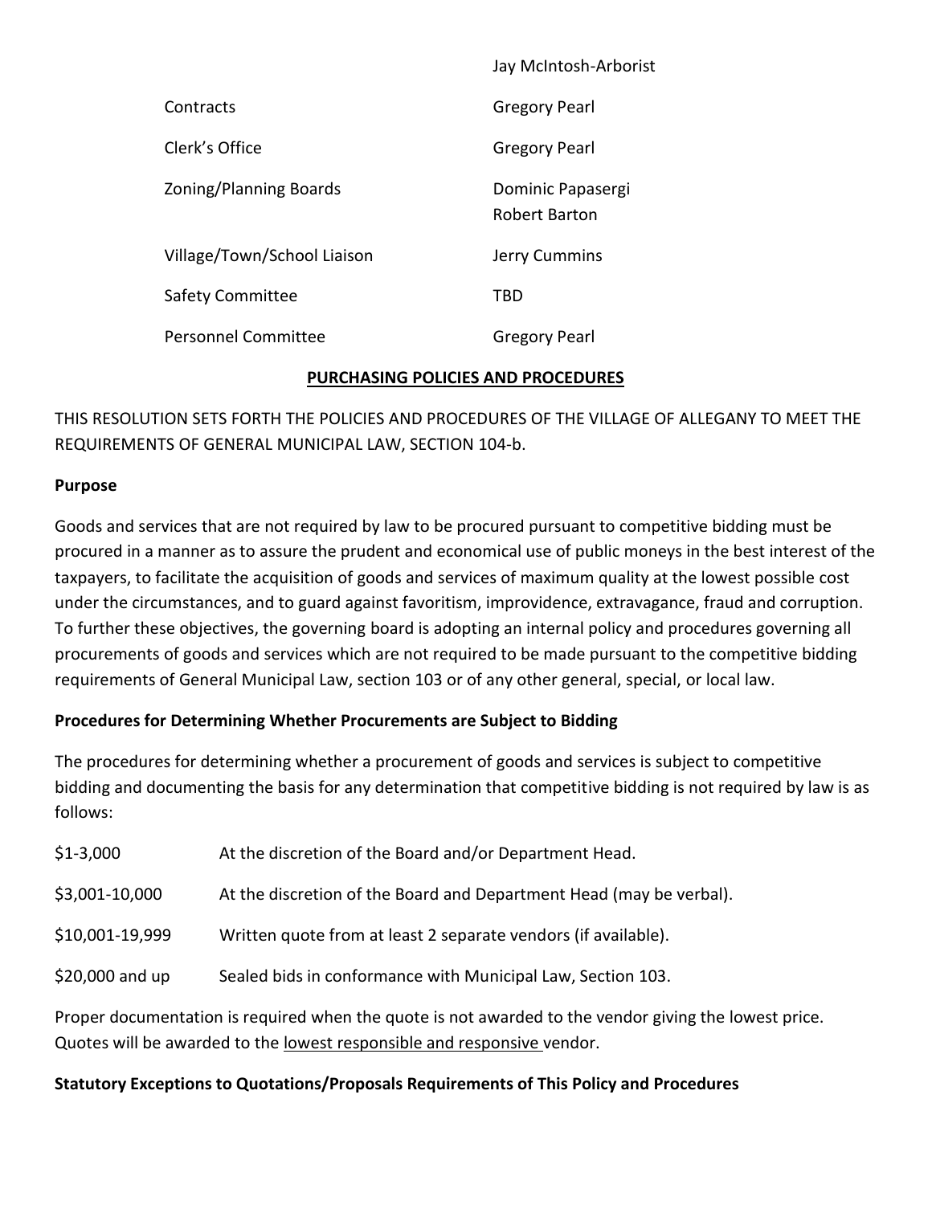| | |
|---|---|
| | Jay McIntosh-Arborist |
| Contracts | Gregory Pearl |
| Clerk's Office | Gregory Pearl |
| Zoning/Planning Boards | Dominic Papasergi<br>Robert Barton |
| Village/Town/School Liaison | Jerry Cummins |
| Safety Committee | TBD |
| Personnel Committee | Gregory Pearl |

## PURCHASING POLICIES AND PROCEDURES

THIS RESOLUTION SETS FORTH THE POLICIES AND PROCEDURES OF THE VILLAGE OF ALLEGANY TO MEET THE REQUIREMENTS OF GENERAL MUNICIPAL LAW, SECTION 104-b.

**Purpose**

Goods and services that are not required by law to be procured pursuant to competitive bidding must be procured in a manner as to assure the prudent and economical use of public moneys in the best interest of the taxpayers, to facilitate the acquisition of goods and services of maximum quality at the lowest possible cost under the circumstances, and to guard against favoritism, improvidence, extravagance, fraud and corruption. To further these objectives, the governing board is adopting an internal policy and procedures governing all procurements of goods and services which are not required to be made pursuant to the competitive bidding requirements of General Municipal Law, section 103 or of any other general, special, or local law.

**Procedures for Determining Whether Procurements are Subject to Bidding**

The procedures for determining whether a procurement of goods and services is subject to competitive bidding and documenting the basis for any determination that competitive bidding is not required by law is as follows:

| | |
|---|---|
| $1-3,000 | At the discretion of the Board and/or Department Head. |
| $3,001-10,000 | At the discretion of the Board and Department Head (may be verbal). |
| $10,001-19,999 | Written quote from at least 2 separate vendors (if available). |
| $20,000 and up | Sealed bids in conformance with Municipal Law, Section 103. |

Proper documentation is required when the quote is not awarded to the vendor giving the lowest price. Quotes will be awarded to the lowest responsible and responsive vendor.

**Statutory Exceptions to Quotations/Proposals Requirements of This Policy and Procedures**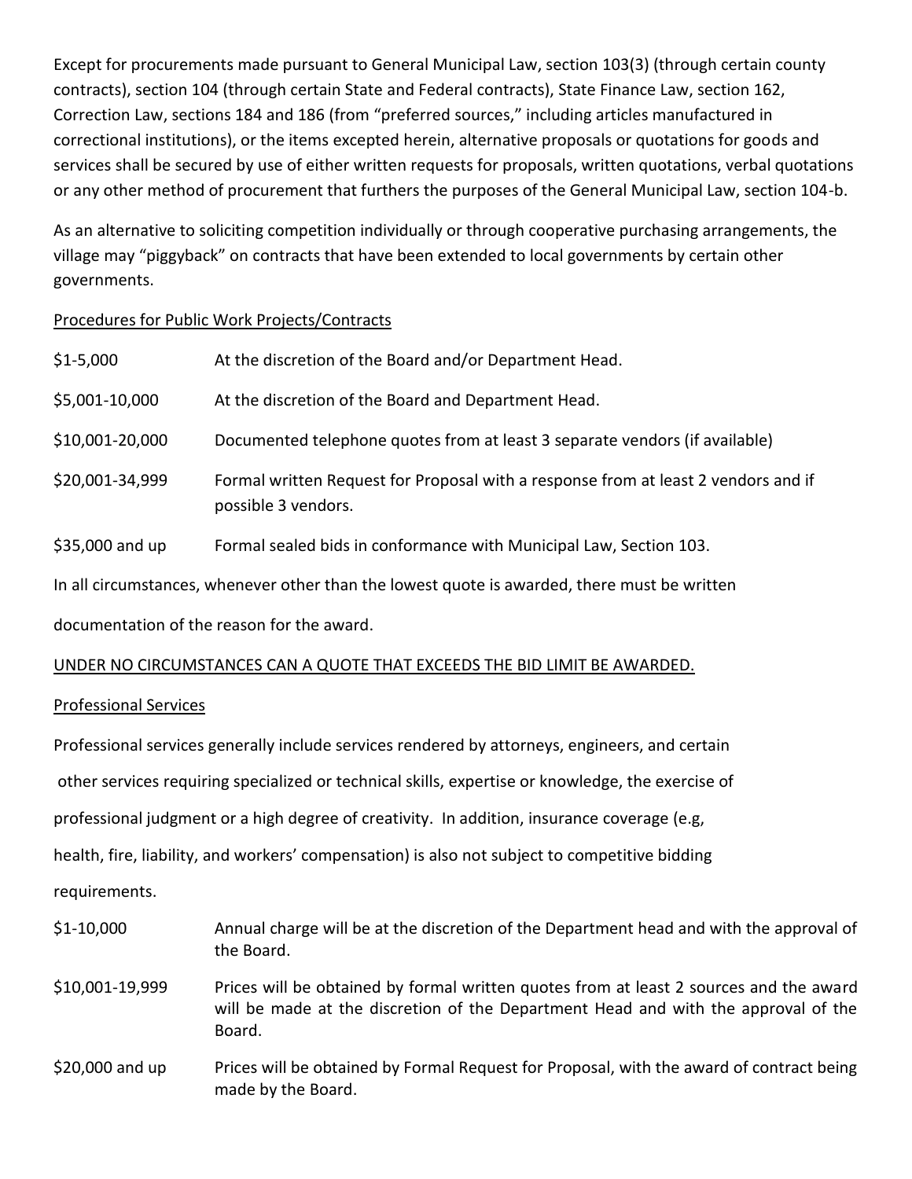Except for procurements made pursuant to General Municipal Law, section 103(3) (through certain county contracts), section 104 (through certain State and Federal contracts), State Finance Law, section 162, Correction Law, sections 184 and 186 (from "preferred sources," including articles manufactured in correctional institutions), or the items excepted herein, alternative proposals or quotations for goods and services shall be secured by use of either written requests for proposals, written quotations, verbal quotations or any other method of procurement that furthers the purposes of the General Municipal Law, section 104-b.

As an alternative to soliciting competition individually or through cooperative purchasing arrangements, the village may "piggyback" on contracts that have been extended to local governments by certain other governments.

<u>Procedures for Public Work Projects/Contracts</u>

| | |
|---|---|
| $1-5,000 | At the discretion of the Board and/or Department Head. |
| $5,001-10,000 | At the discretion of the Board and Department Head. |
| $10,001-20,000 | Documented telephone quotes from at least 3 separate vendors (if available) |
| $20,001-34,999 | Formal written Request for Proposal with a response from at least 2 vendors and if possible 3 vendors. |
| $35,000 and up | Formal sealed bids in conformance with Municipal Law, Section 103. |

In all circumstances, whenever other than the lowest quote is awarded, there must be written documentation of the reason for the award.

<u>UNDER NO CIRCUMSTANCES CAN A QUOTE THAT EXCEEDS THE BID LIMIT BE AWARDED.</u>

<u>Professional Services</u>

Professional services generally include services rendered by attorneys, engineers, and certain other services requiring specialized or technical skills, expertise or knowledge, the exercise of professional judgment or a high degree of creativity. In addition, insurance coverage (e.g, health, fire, liability, and workers' compensation) is also not subject to competitive bidding requirements.

| | |
|---|---|
| $1-10,000 | Annual charge will be at the discretion of the Department head and with the approval of the Board. |
| $10,001-19,999 | Prices will be obtained by formal written quotes from at least 2 sources and the award will be made at the discretion of the Department Head and with the approval of the Board. |
| $20,000 and up | Prices will be obtained by Formal Request for Proposal, with the award of contract being made by the Board. |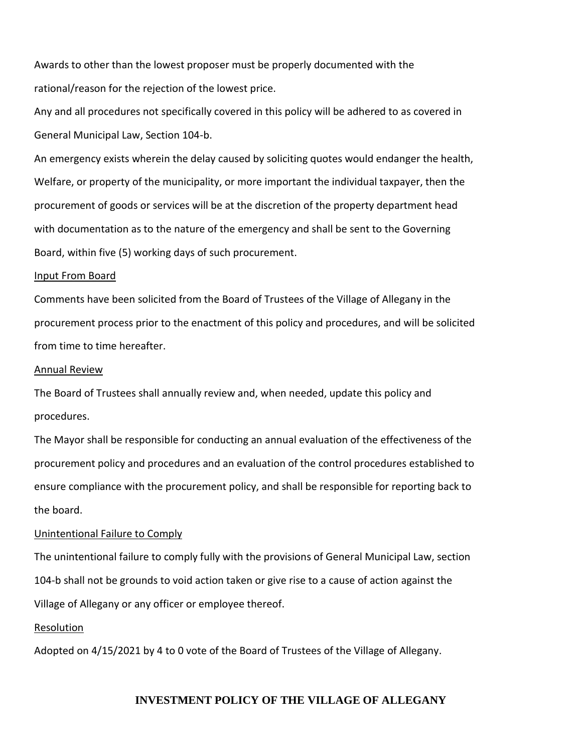Awards to other than the lowest proposer must be properly documented with the rational/reason for the rejection of the lowest price.

Any and all procedures not specifically covered in this policy will be adhered to as covered in General Municipal Law, Section 104-b.

An emergency exists wherein the delay caused by soliciting quotes would endanger the health, Welfare, or property of the municipality, or more important the individual taxpayer, then the procurement of goods or services will be at the discretion of the property department head with documentation as to the nature of the emergency and shall be sent to the Governing Board, within five (5) working days of such procurement.

Input From Board

Comments have been solicited from the Board of Trustees of the Village of Allegany in the procurement process prior to the enactment of this policy and procedures, and will be solicited from time to time hereafter.

Annual Review

The Board of Trustees shall annually review and, when needed, update this policy and procedures.

The Mayor shall be responsible for conducting an annual evaluation of the effectiveness of the procurement policy and procedures and an evaluation of the control procedures established to ensure compliance with the procurement policy, and shall be responsible for reporting back to the board.

Unintentional Failure to Comply

The unintentional failure to comply fully with the provisions of General Municipal Law, section 104-b shall not be grounds to void action taken or give rise to a cause of action against the Village of Allegany or any officer or employee thereof.

Resolution

Adopted on 4/15/2021 by 4 to 0 vote of the Board of Trustees of the Village of Allegany.

## INVESTMENT POLICY OF THE VILLAGE OF ALLEGANY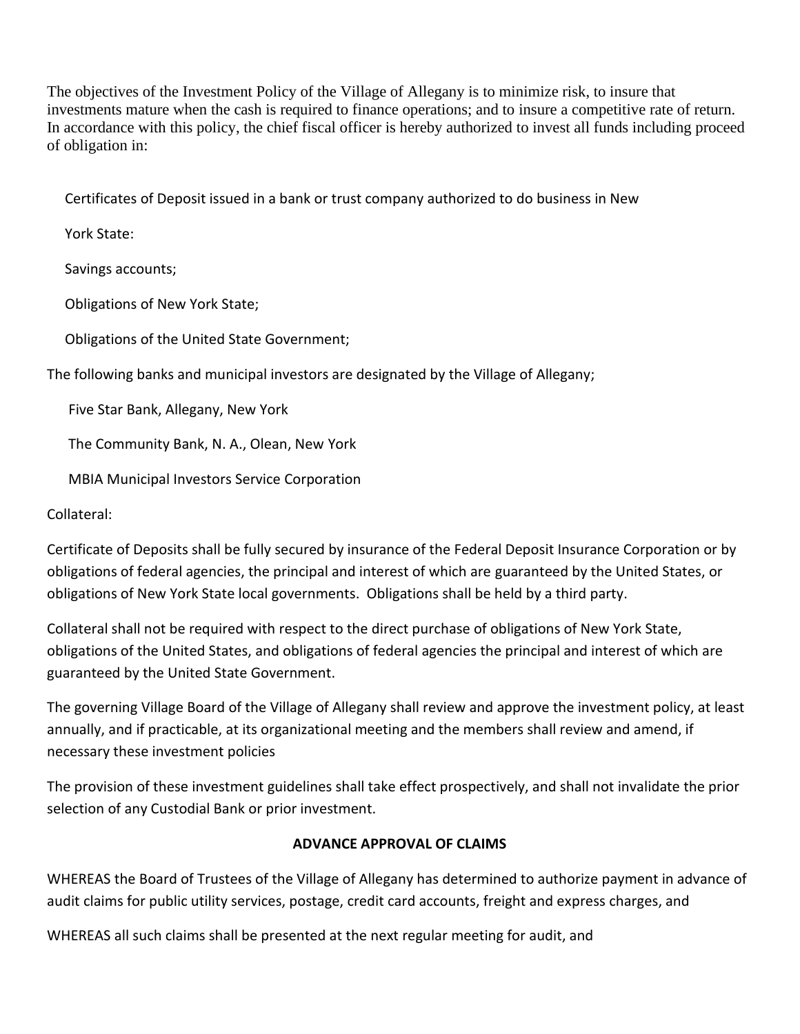The objectives of the Investment Policy of the Village of Allegany is to minimize risk, to insure that investments mature when the cash is required to finance operations; and to insure a competitive rate of return. In accordance with this policy, the chief fiscal officer is hereby authorized to invest all funds including proceed of obligation in:

Certificates of Deposit issued in a bank or trust company authorized to do business in New

York State:

Savings accounts;

Obligations of New York State;

Obligations of the United State Government;

The following banks and municipal investors are designated by the Village of Allegany;

Five Star Bank, Allegany, New York

The Community Bank, N. A., Olean, New York

MBIA Municipal Investors Service Corporation

Collateral:

Certificate of Deposits shall be fully secured by insurance of the Federal Deposit Insurance Corporation or by obligations of federal agencies, the principal and interest of which are guaranteed by the United States, or obligations of New York State local governments. Obligations shall be held by a third party.

Collateral shall not be required with respect to the direct purchase of obligations of New York State, obligations of the United States, and obligations of federal agencies the principal and interest of which are guaranteed by the United State Government.

The governing Village Board of the Village of Allegany shall review and approve the investment policy, at least annually, and if practicable, at its organizational meeting and the members shall review and amend, if necessary these investment policies

The provision of these investment guidelines shall take effect prospectively, and shall not invalidate the prior selection of any Custodial Bank or prior investment.

**ADVANCE APPROVAL OF CLAIMS**

WHEREAS the Board of Trustees of the Village of Allegany has determined to authorize payment in advance of audit claims for public utility services, postage, credit card accounts, freight and express charges, and

WHEREAS all such claims shall be presented at the next regular meeting for audit, and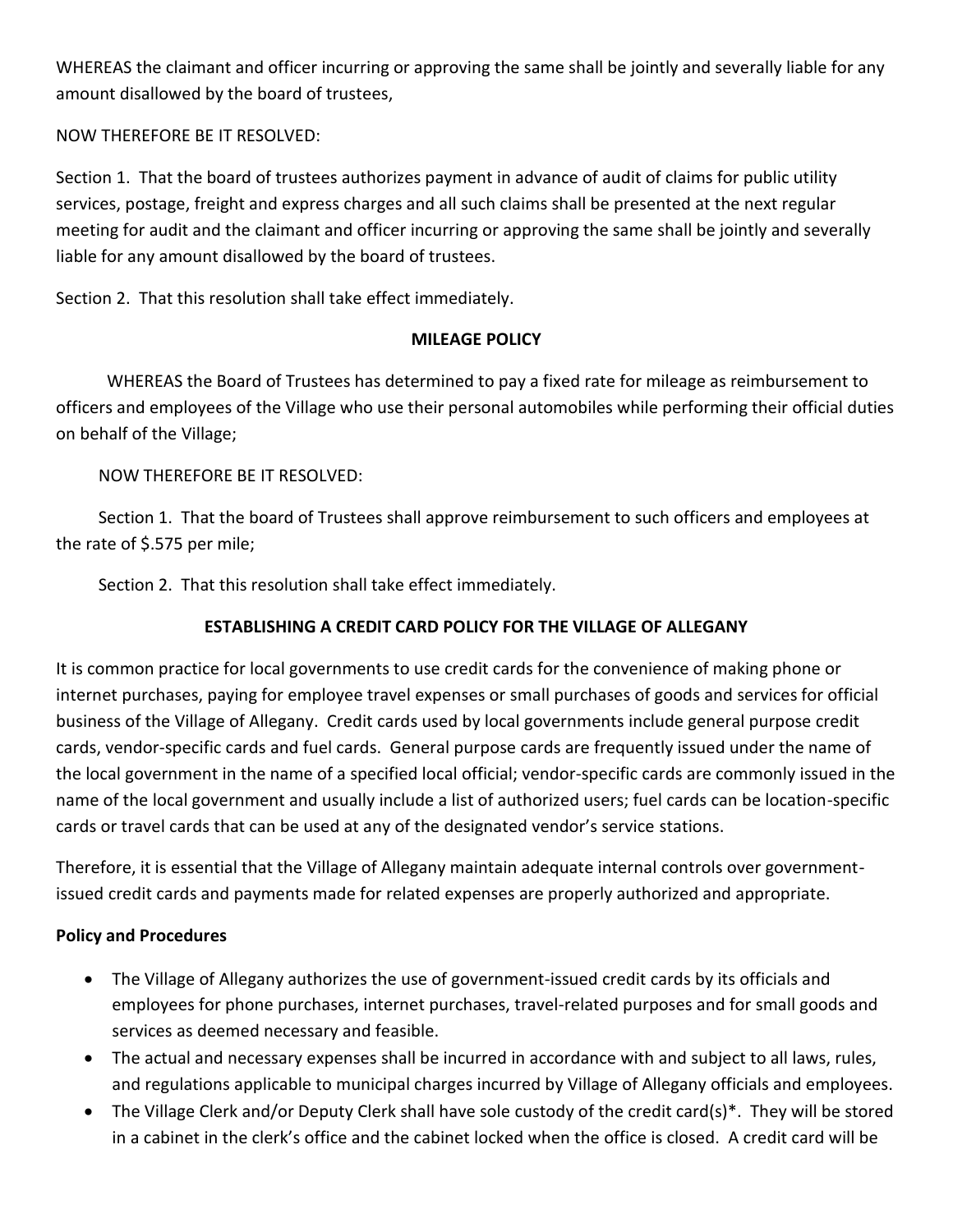WHEREAS the claimant and officer incurring or approving the same shall be jointly and severally liable for any amount disallowed by the board of trustees,

NOW THEREFORE BE IT RESOLVED:

Section 1. That the board of trustees authorizes payment in advance of audit of claims for public utility services, postage, freight and express charges and all such claims shall be presented at the next regular meeting for audit and the claimant and officer incurring or approving the same shall be jointly and severally liable for any amount disallowed by the board of trustees.

Section 2. That this resolution shall take effect immediately.

**MILEAGE POLICY**

WHEREAS the Board of Trustees has determined to pay a fixed rate for mileage as reimbursement to officers and employees of the Village who use their personal automobiles while performing their official duties on behalf of the Village;

NOW THEREFORE BE IT RESOLVED:

Section 1. That the board of Trustees shall approve reimbursement to such officers and employees at the rate of $.575 per mile;

Section 2. That this resolution shall take effect immediately.

**ESTABLISHING A CREDIT CARD POLICY FOR THE VILLAGE OF ALLEGANY**

It is common practice for local governments to use credit cards for the convenience of making phone or internet purchases, paying for employee travel expenses or small purchases of goods and services for official business of the Village of Allegany. Credit cards used by local governments include general purpose credit cards, vendor-specific cards and fuel cards. General purpose cards are frequently issued under the name of the local government in the name of a specified local official; vendor-specific cards are commonly issued in the name of the local government and usually include a list of authorized users; fuel cards can be location-specific cards or travel cards that can be used at any of the designated vendor's service stations.

Therefore, it is essential that the Village of Allegany maintain adequate internal controls over government-issued credit cards and payments made for related expenses are properly authorized and appropriate.

**Policy and Procedures**

- The Village of Allegany authorizes the use of government-issued credit cards by its officials and employees for phone purchases, internet purchases, travel-related purposes and for small goods and services as deemed necessary and feasible.
- The actual and necessary expenses shall be incurred in accordance with and subject to all laws, rules, and regulations applicable to municipal charges incurred by Village of Allegany officials and employees.
- The Village Clerk and/or Deputy Clerk shall have sole custody of the credit card(s)*. They will be stored in a cabinet in the clerk's office and the cabinet locked when the office is closed. A credit card will be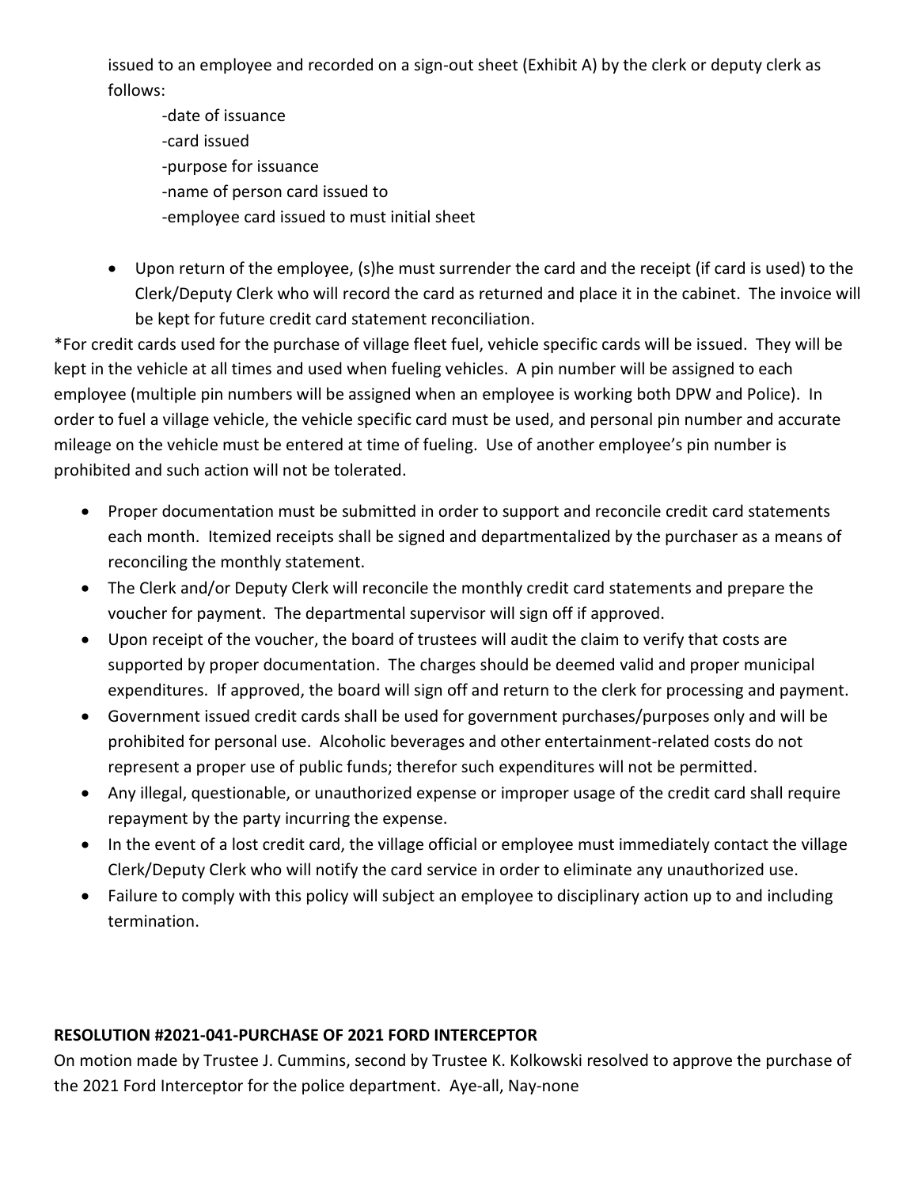issued to an employee and recorded on a sign-out sheet (Exhibit A) by the clerk or deputy clerk as follows:

- -date of issuance
- -card issued
- -purpose for issuance
- -name of person card issued to
- -employee card issued to must initial sheet

- Upon return of the employee, (s)he must surrender the card and the receipt (if card is used) to the Clerk/Deputy Clerk who will record the card as returned and place it in the cabinet. The invoice will be kept for future credit card statement reconciliation.

*For credit cards used for the purchase of village fleet fuel, vehicle specific cards will be issued. They will be kept in the vehicle at all times and used when fueling vehicles. A pin number will be assigned to each employee (multiple pin numbers will be assigned when an employee is working both DPW and Police). In order to fuel a village vehicle, the vehicle specific card must be used, and personal pin number and accurate mileage on the vehicle must be entered at time of fueling. Use of another employee's pin number is prohibited and such action will not be tolerated.

- Proper documentation must be submitted in order to support and reconcile credit card statements each month. Itemized receipts shall be signed and departmentalized by the purchaser as a means of reconciling the monthly statement.
- The Clerk and/or Deputy Clerk will reconcile the monthly credit card statements and prepare the voucher for payment. The departmental supervisor will sign off if approved.
- Upon receipt of the voucher, the board of trustees will audit the claim to verify that costs are supported by proper documentation. The charges should be deemed valid and proper municipal expenditures. If approved, the board will sign off and return to the clerk for processing and payment.
- Government issued credit cards shall be used for government purchases/purposes only and will be prohibited for personal use. Alcoholic beverages and other entertainment-related costs do not represent a proper use of public funds; therefor such expenditures will not be permitted.
- Any illegal, questionable, or unauthorized expense or improper usage of the credit card shall require repayment by the party incurring the expense.
- In the event of a lost credit card, the village official or employee must immediately contact the village Clerk/Deputy Clerk who will notify the card service in order to eliminate any unauthorized use.
- Failure to comply with this policy will subject an employee to disciplinary action up to and including termination.

**RESOLUTION #2021-041-PURCHASE OF 2021 FORD INTERCEPTOR**

On motion made by Trustee J. Cummins, second by Trustee K. Kolkowski resolved to approve the purchase of the 2021 Ford Interceptor for the police department. Aye-all, Nay-none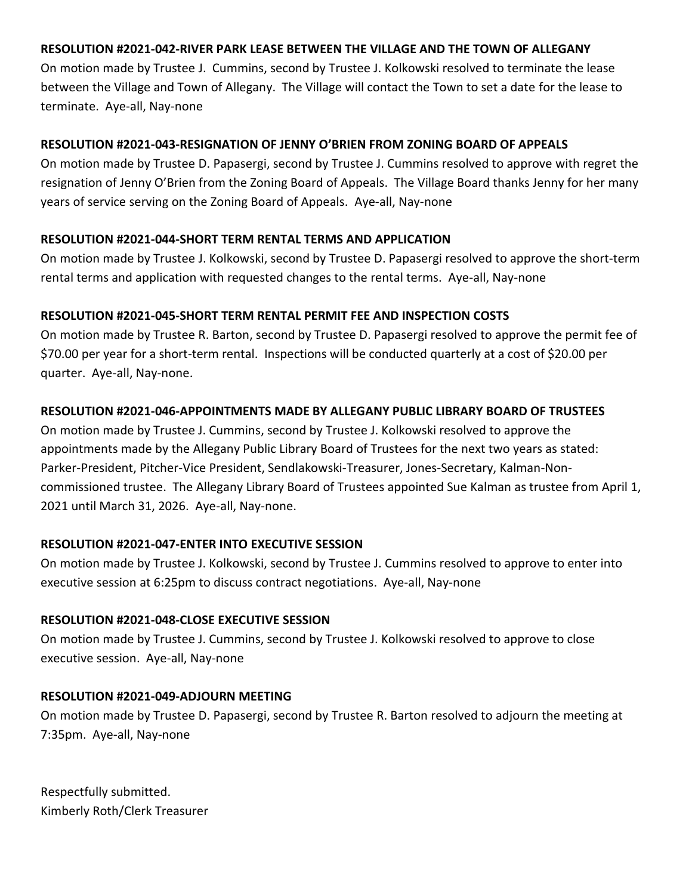**RESOLUTION #2021-042-RIVER PARK LEASE BETWEEN THE VILLAGE AND THE TOWN OF ALLEGANY**

On motion made by Trustee J. Cummins, second by Trustee J. Kolkowski resolved to terminate the lease between the Village and Town of Allegany. The Village will contact the Town to set a date for the lease to terminate. Aye-all, Nay-none

**RESOLUTION #2021-043-RESIGNATION OF JENNY O'BRIEN FROM ZONING BOARD OF APPEALS**

On motion made by Trustee D. Papasergi, second by Trustee J. Cummins resolved to approve with regret the resignation of Jenny O'Brien from the Zoning Board of Appeals. The Village Board thanks Jenny for her many years of service serving on the Zoning Board of Appeals. Aye-all, Nay-none

**RESOLUTION #2021-044-SHORT TERM RENTAL TERMS AND APPLICATION**

On motion made by Trustee J. Kolkowski, second by Trustee D. Papasergi resolved to approve the short-term rental terms and application with requested changes to the rental terms. Aye-all, Nay-none

**RESOLUTION #2021-045-SHORT TERM RENTAL PERMIT FEE AND INSPECTION COSTS**

On motion made by Trustee R. Barton, second by Trustee D. Papasergi resolved to approve the permit fee of $70.00 per year for a short-term rental. Inspections will be conducted quarterly at a cost of $20.00 per quarter. Aye-all, Nay-none.

**RESOLUTION #2021-046-APPOINTMENTS MADE BY ALLEGANY PUBLIC LIBRARY BOARD OF TRUSTEES**

On motion made by Trustee J. Cummins, second by Trustee J. Kolkowski resolved to approve the appointments made by the Allegany Public Library Board of Trustees for the next two years as stated: Parker-President, Pitcher-Vice President, Sendlakowski-Treasurer, Jones-Secretary, Kalman-Non-commissioned trustee. The Allegany Library Board of Trustees appointed Sue Kalman as trustee from April 1, 2021 until March 31, 2026. Aye-all, Nay-none.

**RESOLUTION #2021-047-ENTER INTO EXECUTIVE SESSION**

On motion made by Trustee J. Kolkowski, second by Trustee J. Cummins resolved to approve to enter into executive session at 6:25pm to discuss contract negotiations. Aye-all, Nay-none

**RESOLUTION #2021-048-CLOSE EXECUTIVE SESSION**

On motion made by Trustee J. Cummins, second by Trustee J. Kolkowski resolved to approve to close executive session. Aye-all, Nay-none

**RESOLUTION #2021-049-ADJOURN MEETING**

On motion made by Trustee D. Papasergi, second by Trustee R. Barton resolved to adjourn the meeting at 7:35pm. Aye-all, Nay-none

Respectfully submitted.
Kimberly Roth/Clerk Treasurer